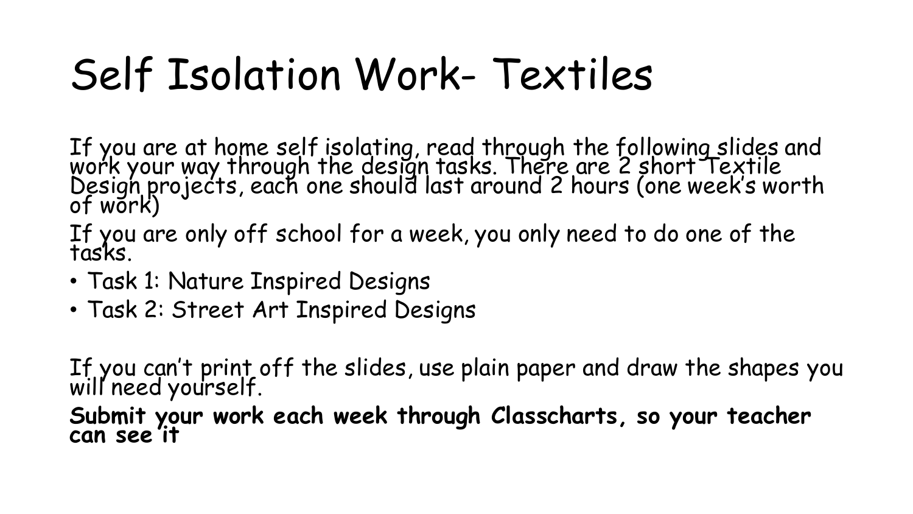# Self Isolation Work- Textiles

If you are at home self isolating, read through the following slides and work your way through the design tasks. There are 2 short Textile Design projects, each one should last around 2 hours (one week's worth of work)

If you are only off school for a week, you only need to do one of the tasks.

- Task 1: Nature Inspired Designs
- Task 2: Street Art Inspired Designs

If you can't print off the slides, use plain paper and draw the shapes you will need yourself.

**Submit your work each week through Classcharts, so your teacher can see it**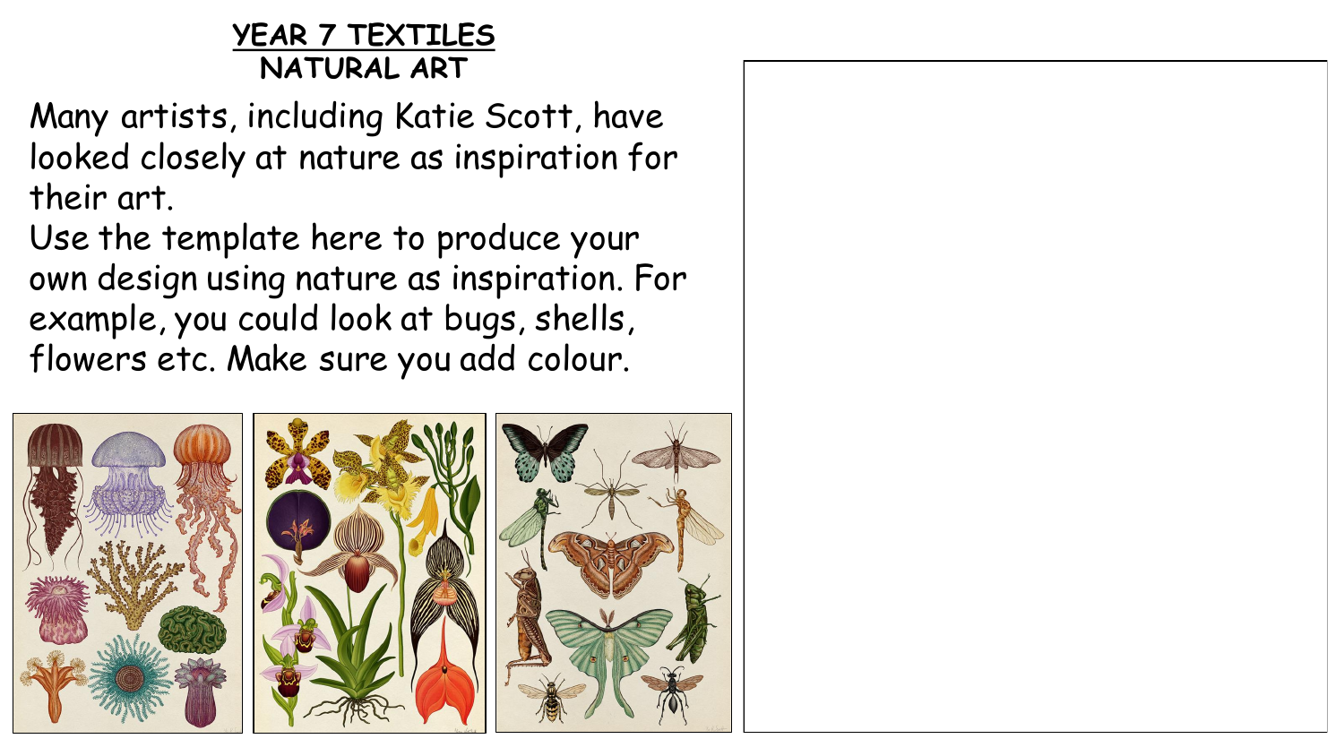# YEAR 7 TEXTILES
## NATURAL ART

Many artists, including Katie Scott, have looked closely at nature as inspiration for their art.

Use the template here to produce your own design using nature as inspiration. For example, you could look at bugs, shells, flowers etc. Make sure you add colour.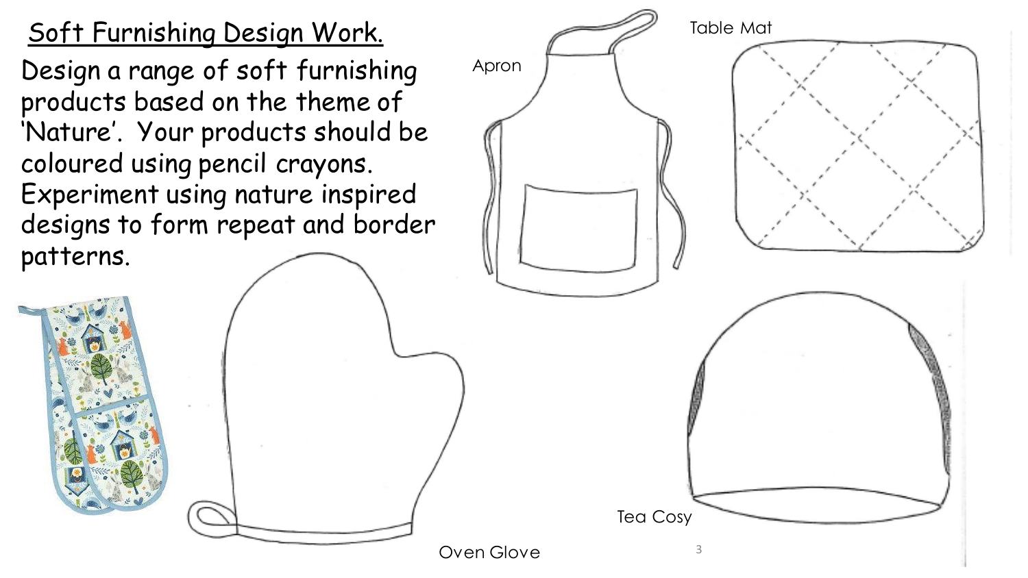# Soft Furnishing Design Work.

Design a range of soft furnishing products based on the theme of 'Nature'. Your products should be coloured using pencil crayons. Experiment using nature inspired designs to form repeat and border patterns.

Apron

Table Mat

Tea Cosy

Oven Glove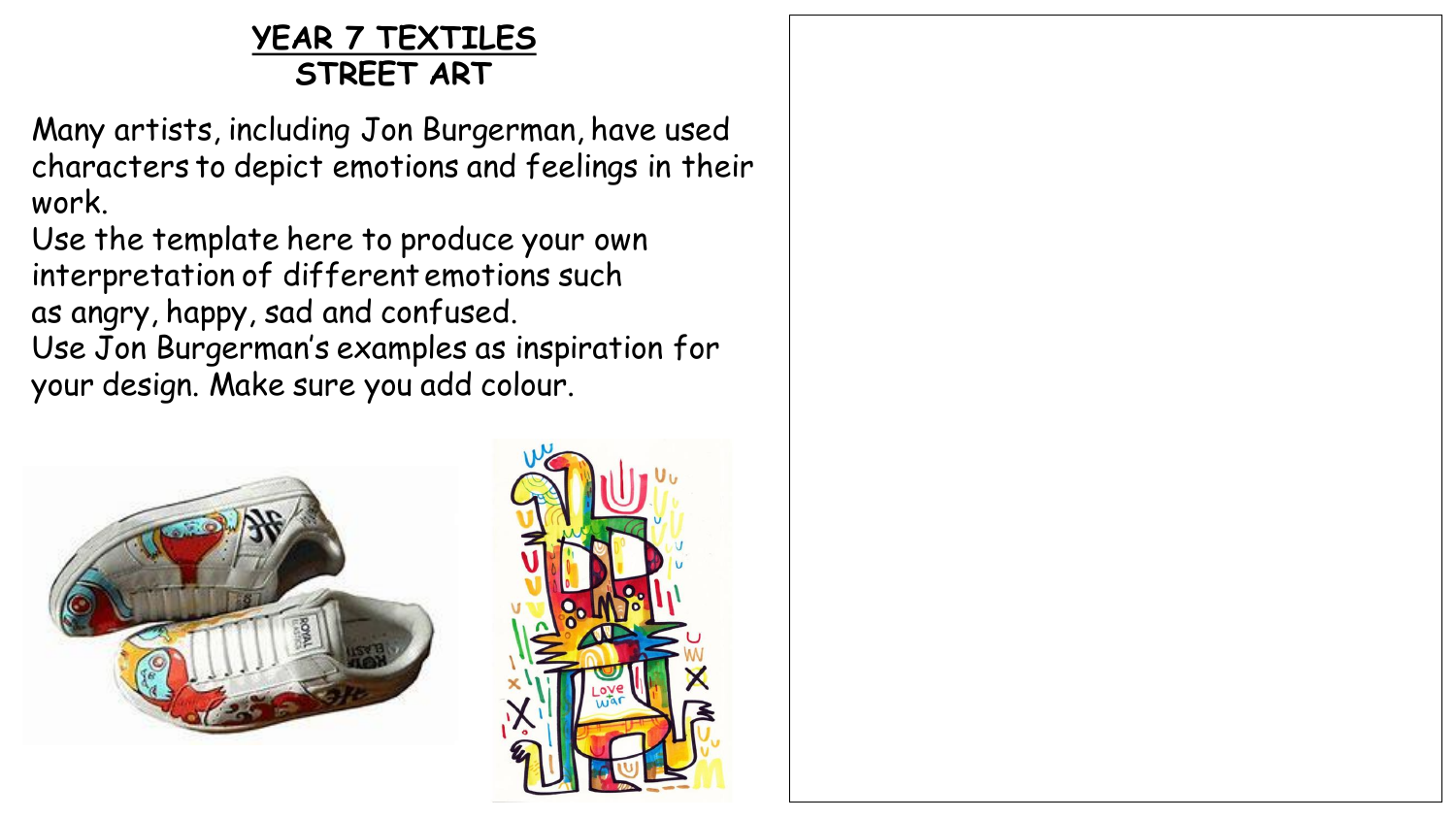# YEAR 7 TEXTILES
## STREET ART

Many artists, including Jon Burgerman, have used characters to depict emotions and feelings in their work.

Use the template here to produce your own interpretation of different emotions such as angry, happy, sad and confused.

Use Jon Burgerman's examples as inspiration for your design. Make sure you add colour.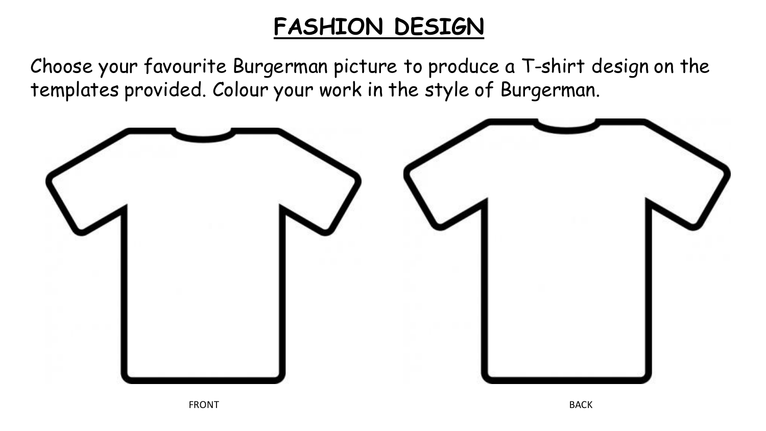# FASHION DESIGN

Choose your favourite Burgerman picture to produce a T-shirt design on the templates provided. Colour your work in the style of Burgerman.

FRONT

BACK